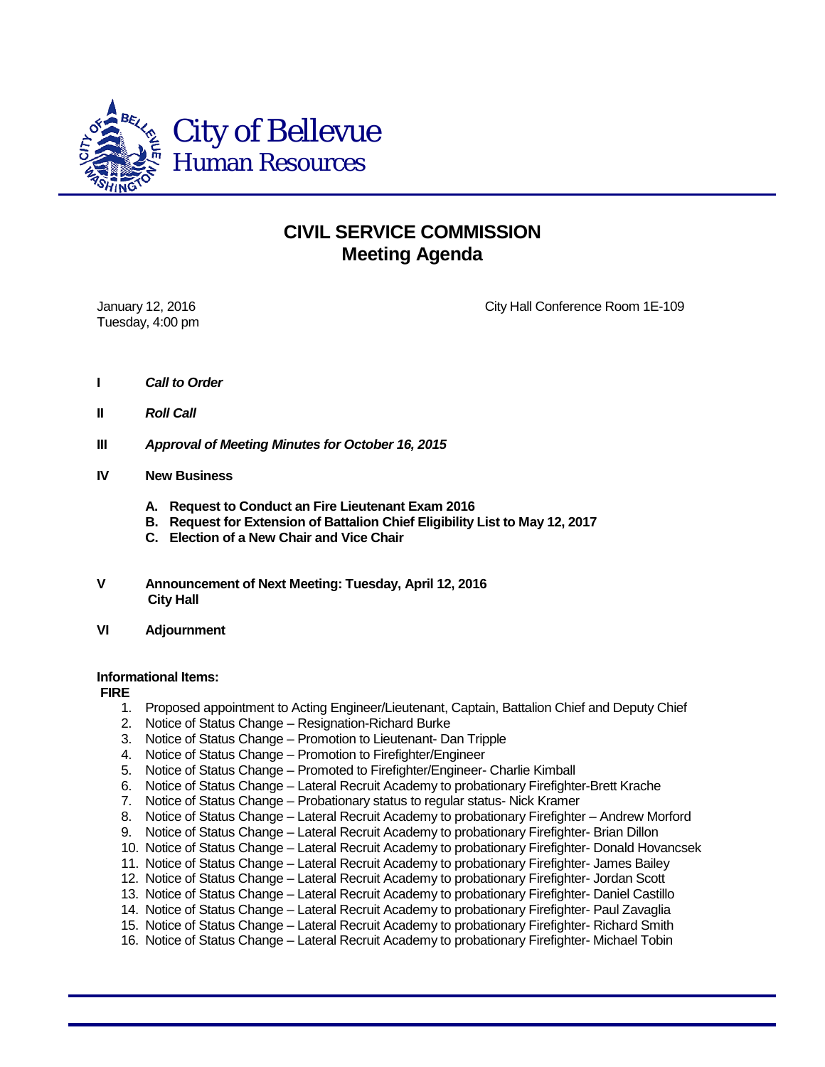City of Bellevue
Human Resources

# CIVIL SERVICE COMMISSION
## Meeting Agenda

January 12, 2016
Tuesday, 4:00 pm

City Hall Conference Room 1E-109

**I** ***Call to Order***

**II** ***Roll Call***

**III** ***Approval of Meeting Minutes for October 16, 2015***

**IV** **New Business**

- **A. Request to Conduct an Fire Lieutenant Exam 2016**
- **B. Request for Extension of Battalion Chief Eligibility List to May 12, 2017**
- **C. Election of a New Chair and Vice Chair**

**V** **Announcement of Next Meeting: Tuesday, April 12, 2016**
**City Hall**

**VI** **Adjournment**

**Informational Items:**

**FIRE**

1. Proposed appointment to Acting Engineer/Lieutenant, Captain, Battalion Chief and Deputy Chief
2. Notice of Status Change – Resignation-Richard Burke
3. Notice of Status Change – Promotion to Lieutenant- Dan Tripple
4. Notice of Status Change – Promotion to Firefighter/Engineer
5. Notice of Status Change – Promoted to Firefighter/Engineer- Charlie Kimball
6. Notice of Status Change – Lateral Recruit Academy to probationary Firefighter-Brett Krache
7. Notice of Status Change – Probationary status to regular status- Nick Kramer
8. Notice of Status Change – Lateral Recruit Academy to probationary Firefighter – Andrew Morford
9. Notice of Status Change – Lateral Recruit Academy to probationary Firefighter- Brian Dillon
10. Notice of Status Change – Lateral Recruit Academy to probationary Firefighter- Donald Hovancsek
11. Notice of Status Change – Lateral Recruit Academy to probationary Firefighter- James Bailey
12. Notice of Status Change – Lateral Recruit Academy to probationary Firefighter- Jordan Scott
13. Notice of Status Change – Lateral Recruit Academy to probationary Firefighter- Daniel Castillo
14. Notice of Status Change – Lateral Recruit Academy to probationary Firefighter- Paul Zavaglia
15. Notice of Status Change – Lateral Recruit Academy to probationary Firefighter- Richard Smith
16. Notice of Status Change – Lateral Recruit Academy to probationary Firefighter- Michael Tobin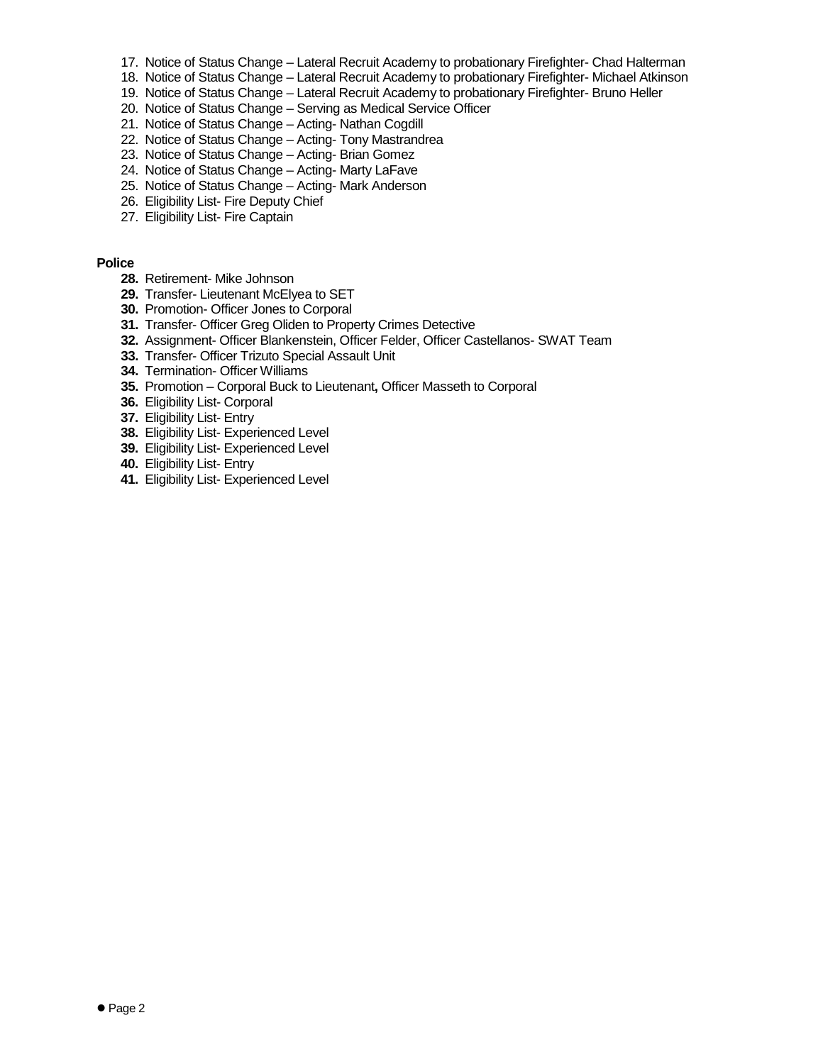17. Notice of Status Change – Lateral Recruit Academy to probationary Firefighter- Chad Halterman
18. Notice of Status Change – Lateral Recruit Academy to probationary Firefighter- Michael Atkinson
19. Notice of Status Change – Lateral Recruit Academy to probationary Firefighter- Bruno Heller
20. Notice of Status Change – Serving as Medical Service Officer
21. Notice of Status Change – Acting- Nathan Cogdill
22. Notice of Status Change – Acting- Tony Mastrandrea
23. Notice of Status Change – Acting- Brian Gomez
24. Notice of Status Change – Acting- Marty LaFave
25. Notice of Status Change – Acting- Mark Anderson
26. Eligibility List- Fire Deputy Chief
27. Eligibility List- Fire Captain

**Police**

28. Retirement- Mike Johnson
29. Transfer- Lieutenant McElyea to SET
30. Promotion- Officer Jones to Corporal
31. Transfer- Officer Greg Oliden to Property Crimes Detective
32. Assignment- Officer Blankenstein, Officer Felder, Officer Castellanos- SWAT Team
33. Transfer- Officer Trizuto Special Assault Unit
34. Termination- Officer Williams
35. Promotion – Corporal Buck to Lieutenant**,** Officer Masseth to Corporal
36. Eligibility List- Corporal
37. Eligibility List- Entry
38. Eligibility List- Experienced Level
39. Eligibility List- Experienced Level
40. Eligibility List- Entry
41. Eligibility List- Experienced Level